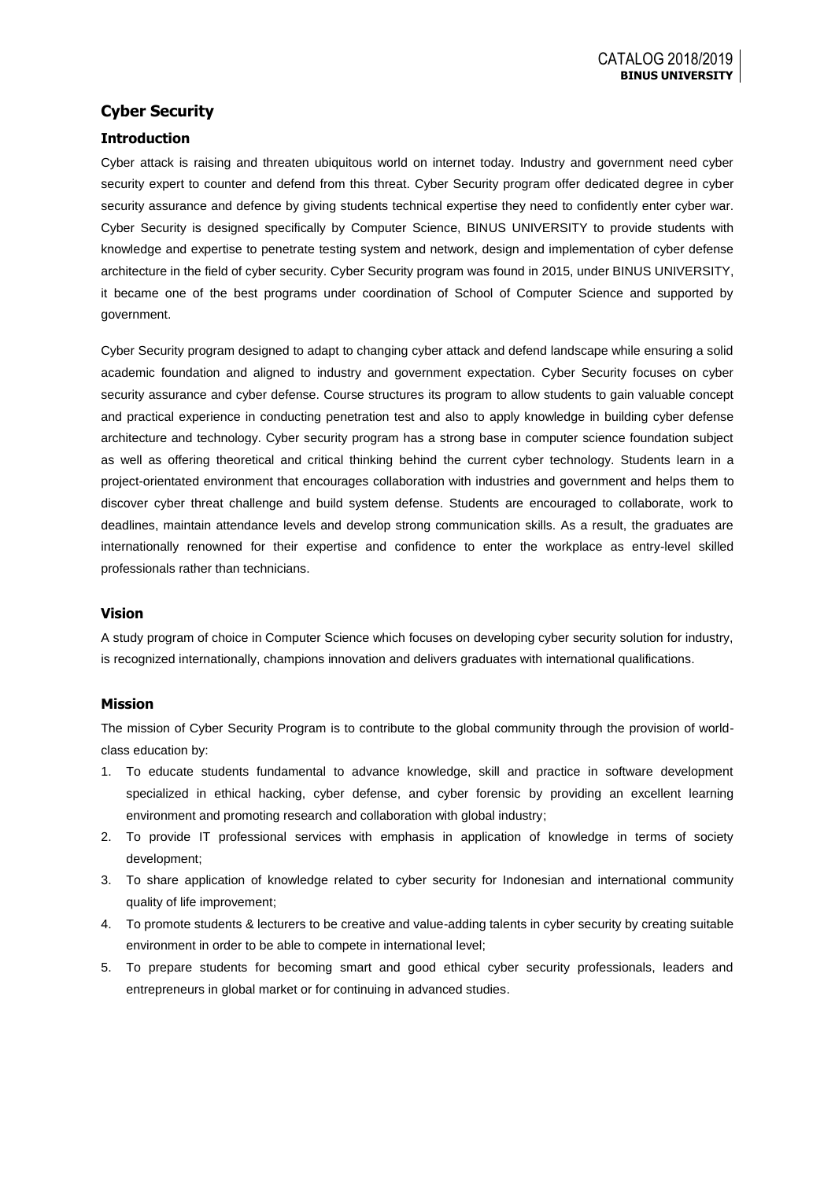# Cyber Security

## Introduction

Cyber attack is raising and threaten ubiquitous world on internet today. Industry and government need cyber security expert to counter and defend from this threat. Cyber Security program offer dedicated degree in cyber security assurance and defence by giving students technical expertise they need to confidently enter cyber war. Cyber Security is designed specifically by Computer Science, BINUS UNIVERSITY to provide students with knowledge and expertise to penetrate testing system and network, design and implementation of cyber defense architecture in the field of cyber security. Cyber Security program was found in 2015, under BINUS UNIVERSITY, it became one of the best programs under coordination of School of Computer Science and supported by government.

Cyber Security program designed to adapt to changing cyber attack and defend landscape while ensuring a solid academic foundation and aligned to industry and government expectation. Cyber Security focuses on cyber security assurance and cyber defense. Course structures its program to allow students to gain valuable concept and practical experience in conducting penetration test and also to apply knowledge in building cyber defense architecture and technology. Cyber security program has a strong base in computer science foundation subject as well as offering theoretical and critical thinking behind the current cyber technology. Students learn in a project-orientated environment that encourages collaboration with industries and government and helps them to discover cyber threat challenge and build system defense. Students are encouraged to collaborate, work to deadlines, maintain attendance levels and develop strong communication skills. As a result, the graduates are internationally renowned for their expertise and confidence to enter the workplace as entry-level skilled professionals rather than technicians.

## Vision

A study program of choice in Computer Science which focuses on developing cyber security solution for industry, is recognized internationally, champions innovation and delivers graduates with international qualifications.

## Mission

The mission of Cyber Security Program is to contribute to the global community through the provision of world-class education by:

1. To educate students fundamental to advance knowledge, skill and practice in software development specialized in ethical hacking, cyber defense, and cyber forensic by providing an excellent learning environment and promoting research and collaboration with global industry;
2. To provide IT professional services with emphasis in application of knowledge in terms of society development;
3. To share application of knowledge related to cyber security for Indonesian and international community quality of life improvement;
4. To promote students & lecturers to be creative and value-adding talents in cyber security by creating suitable environment in order to be able to compete in international level;
5. To prepare students for becoming smart and good ethical cyber security professionals, leaders and entrepreneurs in global market or for continuing in advanced studies.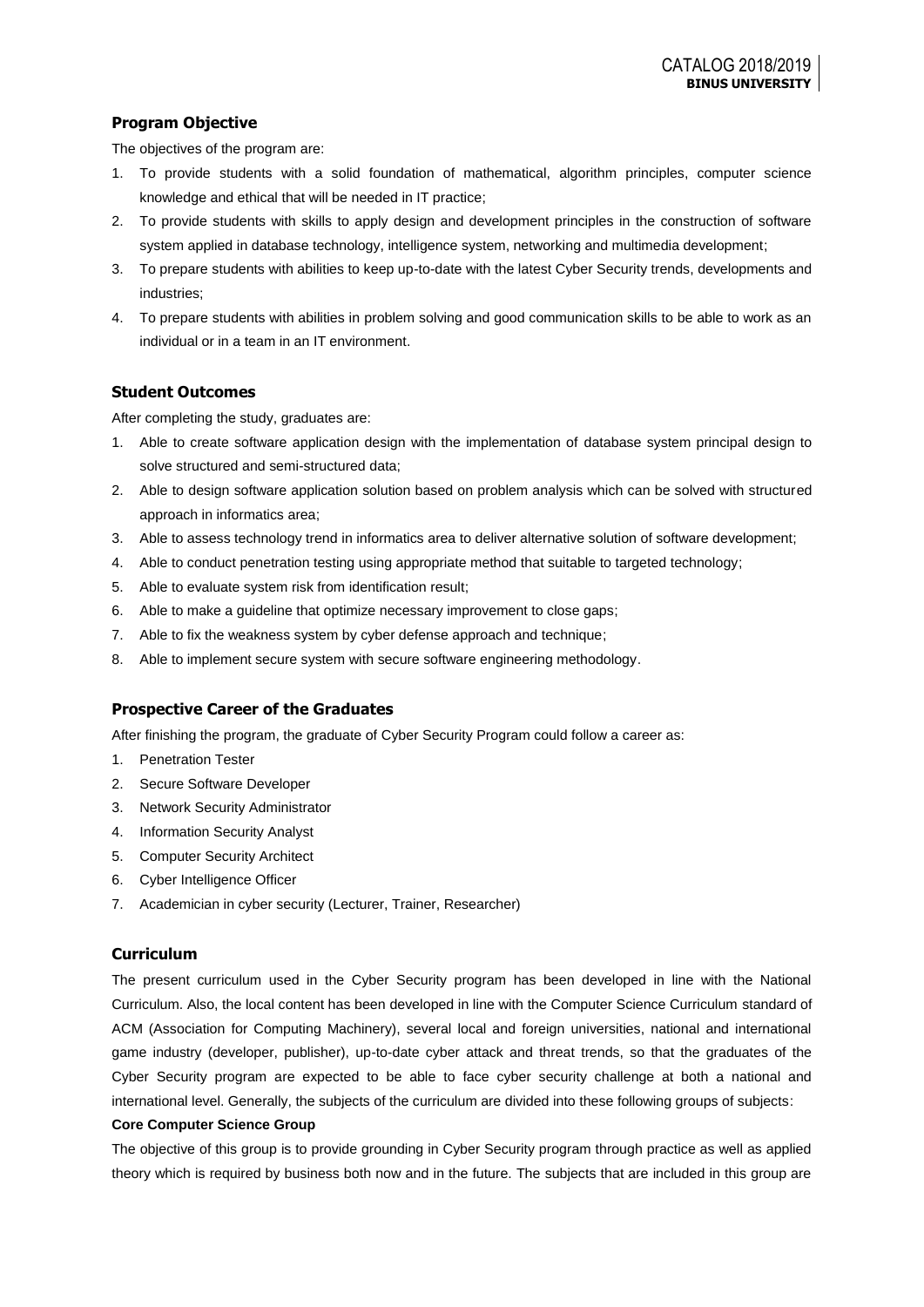## Program Objective

The objectives of the program are:

1. To provide students with a solid foundation of mathematical, algorithm principles, computer science knowledge and ethical that will be needed in IT practice;
2. To provide students with skills to apply design and development principles in the construction of software system applied in database technology, intelligence system, networking and multimedia development;
3. To prepare students with abilities to keep up-to-date with the latest Cyber Security trends, developments and industries;
4. To prepare students with abilities in problem solving and good communication skills to be able to work as an individual or in a team in an IT environment.

## Student Outcomes

After completing the study, graduates are:

1. Able to create software application design with the implementation of database system principal design to solve structured and semi-structured data;
2. Able to design software application solution based on problem analysis which can be solved with structured approach in informatics area;
3. Able to assess technology trend in informatics area to deliver alternative solution of software development;
4. Able to conduct penetration testing using appropriate method that suitable to targeted technology;
5. Able to evaluate system risk from identification result;
6. Able to make a guideline that optimize necessary improvement to close gaps;
7. Able to fix the weakness system by cyber defense approach and technique;
8. Able to implement secure system with secure software engineering methodology.

## Prospective Career of the Graduates

After finishing the program, the graduate of Cyber Security Program could follow a career as:

1. Penetration Tester
2. Secure Software Developer
3. Network Security Administrator
4. Information Security Analyst
5. Computer Security Architect
6. Cyber Intelligence Officer
7. Academician in cyber security (Lecturer, Trainer, Researcher)

## Curriculum

The present curriculum used in the Cyber Security program has been developed in line with the National Curriculum. Also, the local content has been developed in line with the Computer Science Curriculum standard of ACM (Association for Computing Machinery), several local and foreign universities, national and international game industry (developer, publisher), up-to-date cyber attack and threat trends, so that the graduates of the Cyber Security program are expected to be able to face cyber security challenge at both a national and international level. Generally, the subjects of the curriculum are divided into these following groups of subjects:

**Core Computer Science Group**

The objective of this group is to provide grounding in Cyber Security program through practice as well as applied theory which is required by business both now and in the future. The subjects that are included in this group are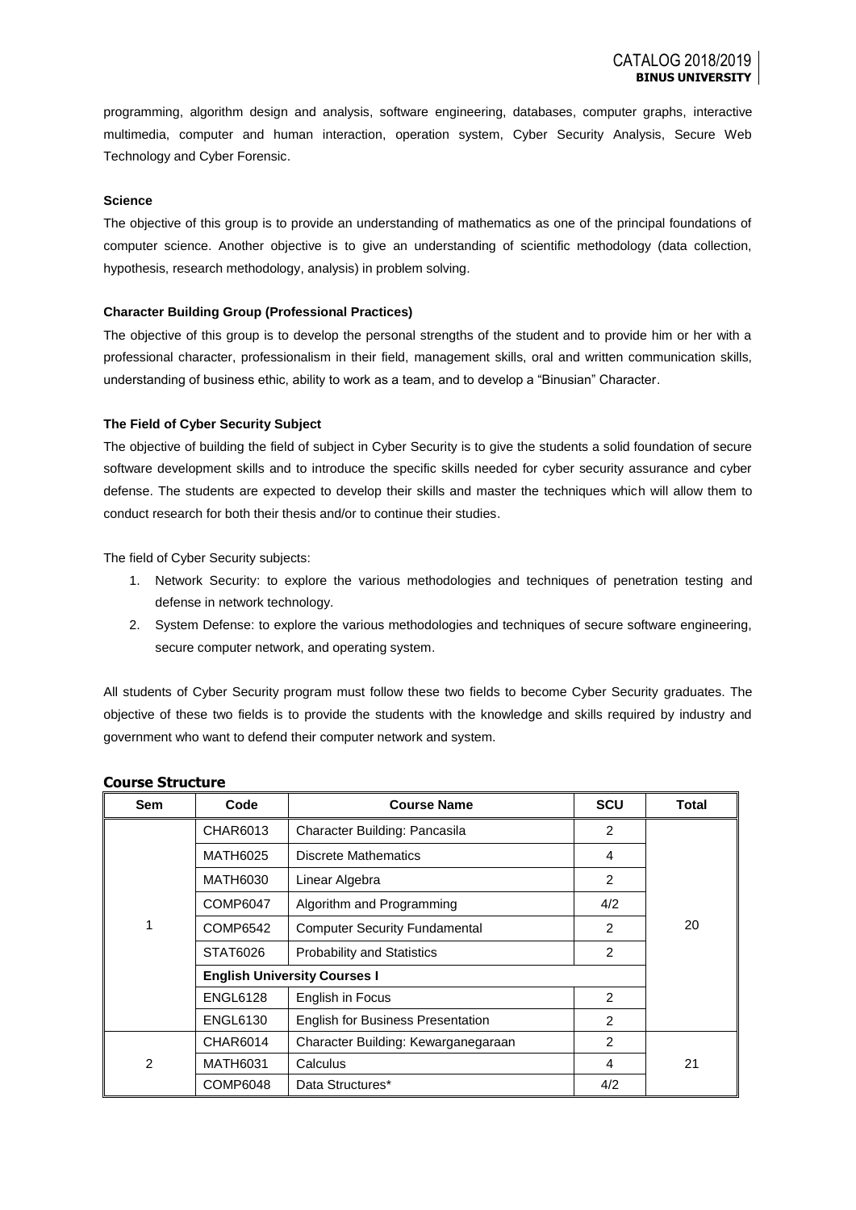programming, algorithm design and analysis, software engineering, databases, computer graphs, interactive multimedia, computer and human interaction, operation system, Cyber Security Analysis, Secure Web Technology and Cyber Forensic.

**Science**

The objective of this group is to provide an understanding of mathematics as one of the principal foundations of computer science. Another objective is to give an understanding of scientific methodology (data collection, hypothesis, research methodology, analysis) in problem solving.

**Character Building Group (Professional Practices)**

The objective of this group is to develop the personal strengths of the student and to provide him or her with a professional character, professionalism in their field, management skills, oral and written communication skills, understanding of business ethic, ability to work as a team, and to develop a "Binusian" Character.

**The Field of Cyber Security Subject**

The objective of building the field of subject in Cyber Security is to give the students a solid foundation of secure software development skills and to introduce the specific skills needed for cyber security assurance and cyber defense. The students are expected to develop their skills and master the techniques which will allow them to conduct research for both their thesis and/or to continue their studies.

The field of Cyber Security subjects:

1. Network Security: to explore the various methodologies and techniques of penetration testing and defense in network technology.
2. System Defense: to explore the various methodologies and techniques of secure software engineering, secure computer network, and operating system.

All students of Cyber Security program must follow these two fields to become Cyber Security graduates. The objective of these two fields is to provide the students with the knowledge and skills required by industry and government who want to defend their computer network and system.

## Course Structure

| Sem | Code | Course Name | SCU | Total |
|---|---|---|---|---|
| 1 | CHAR6013 | Character Building: Pancasila | 2 | 20 |
| | MATH6025 | Discrete Mathematics | 4 | |
| | MATH6030 | Linear Algebra | 2 | |
| | COMP6047 | Algorithm and Programming | 4/2 | |
| | COMP6542 | Computer Security Fundamental | 2 | |
| | STAT6026 | Probability and Statistics | 2 | |
| | **English University Courses I** | | | |
| | ENGL6128 | English in Focus | 2 | |
| | ENGL6130 | English for Business Presentation | 2 | |
| 2 | CHAR6014 | Character Building: Kewarganegaraan | 2 | 21 |
| | MATH6031 | Calculus | 4 | |
| | COMP6048 | Data Structures* | 4/2 | |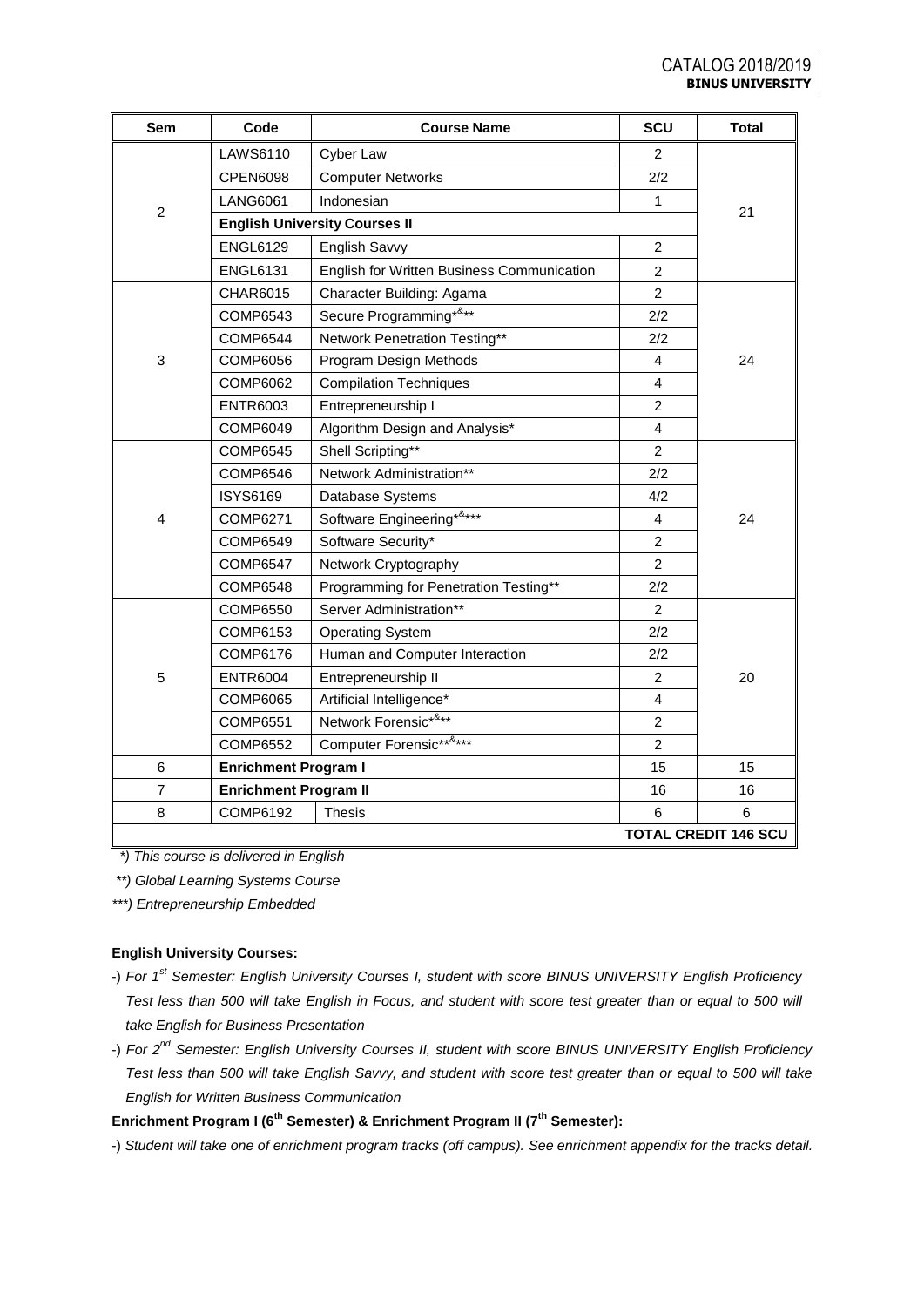| Sem | Code | Course Name | SCU | Total |
|---|---|---|---|---|
| 2 | LAWS6110 | Cyber Law | 2 | 21 |
| | CPEN6098 | Computer Networks | 2/2 | |
| | LANG6061 | Indonesian | 1 | |
| | **English University Courses II** | | | |
| | ENGL6129 | English Savvy | 2 | |
| | ENGL6131 | English for Written Business Communication | 2 | |
| 3 | CHAR6015 | Character Building: Agama | 2 | 24 |
| | COMP6543 | Secure Programming*&** | 2/2 | |
| | COMP6544 | Network Penetration Testing** | 2/2 | |
| | COMP6056 | Program Design Methods | 4 | |
| | COMP6062 | Compilation Techniques | 4 | |
| | ENTR6003 | Entrepreneurship I | 2 | |
| | COMP6049 | Algorithm Design and Analysis* | 4 | |
| 4 | COMP6545 | Shell Scripting** | 2 | 24 |
| | COMP6546 | Network Administration** | 2/2 | |
| | ISYS6169 | Database Systems | 4/2 | |
| | COMP6271 | Software Engineering*&*** | 4 | |
| | COMP6549 | Software Security* | 2 | |
| | COMP6547 | Network Cryptography | 2 | |
| | COMP6548 | Programming for Penetration Testing** | 2/2 | |
| 5 | COMP6550 | Server Administration** | 2 | 20 |
| | COMP6153 | Operating System | 2/2 | |
| | COMP6176 | Human and Computer Interaction | 2/2 | |
| | ENTR6004 | Entrepreneurship II | 2 | |
| | COMP6065 | Artificial Intelligence* | 4 | |
| | COMP6551 | Network Forensic*&** | 2 | |
| | COMP6552 | Computer Forensic**&*** | 2 | |
| 6 | **Enrichment Program I** | | 15 | 15 |
| 7 | **Enrichment Program II** | | 16 | 16 |
| 8 | COMP6192 | Thesis | 6 | 6 |
| | | | | **TOTAL CREDIT 146 SCU** |

*\*) This course is delivered in English*

*\*\*) Global Learning Systems Course*

*\*\*\*) Entrepreneurship Embedded*

**English University Courses:**

-) *For 1st Semester: English University Courses I, student with score BINUS UNIVERSITY English Proficiency Test less than 500 will take English in Focus, and student with score test greater than or equal to 500 will take English for Business Presentation*

-) *For 2nd Semester: English University Courses II, student with score BINUS UNIVERSITY English Proficiency Test less than 500 will take English Savvy, and student with score test greater than or equal to 500 will take English for Written Business Communication*

**Enrichment Program I (6th Semester) & Enrichment Program II (7th Semester):**

-) *Student will take one of enrichment program tracks (off campus). See enrichment appendix for the tracks detail.*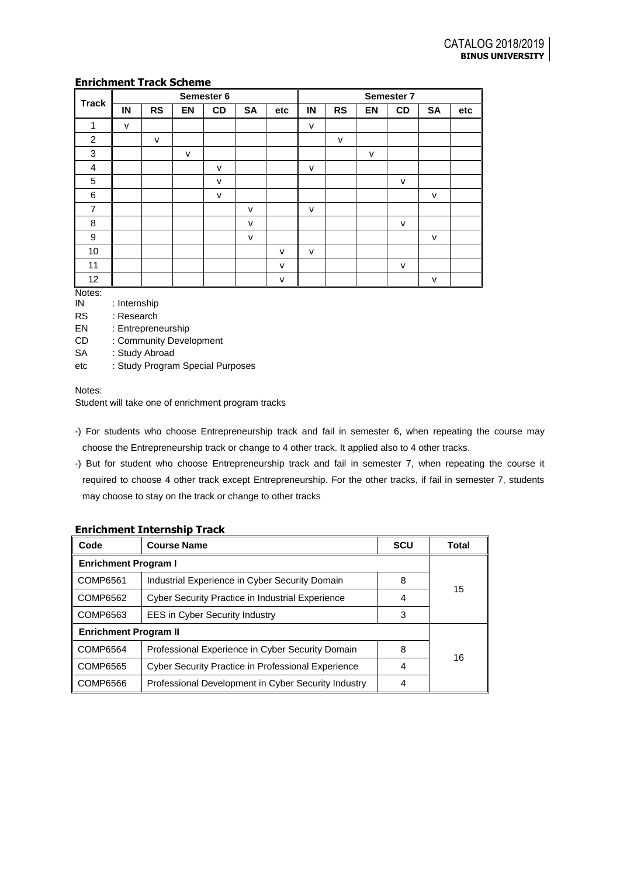### Enrichment Track Scheme

| Track | Semester 6 | | | | | | Semester 7 | | | | | |
|---|---|---|---|---|---|---|---|---|---|---|---|---|
| | IN | RS | EN | CD | SA | etc | IN | RS | EN | CD | SA | etc |
| 1 | v | | | | | | v | | | | | |
| 2 | | v | | | | | | v | | | | |
| 3 | | | v | | | | | | v | | | |
| 4 | | | | v | | | v | | | | | |
| 5 | | | | v | | | | | | v | | |
| 6 | | | | v | | | | | | | v | |
| 7 | | | | | v | | v | | | | | |
| 8 | | | | | v | | | | | v | | |
| 9 | | | | | v | | | | | | v | |
| 10 | | | | | | v | v | | | | | |
| 11 | | | | | | v | | | | v | | |
| 12 | | | | | | v | | | | | v | |

Notes:

IN : Internship

RS : Research

EN : Entrepreneurship

CD : Community Development

SA : Study Abroad

etc : Study Program Special Purposes

Notes:

Student will take one of enrichment program tracks

-) For students who choose Entrepreneurship track and fail in semester 6, when repeating the course may choose the Entrepreneurship track or change to 4 other track. It applied also to 4 other tracks.

-) But for student who choose Entrepreneurship track and fail in semester 7, when repeating the course it required to choose 4 other track except Entrepreneurship. For the other tracks, if fail in semester 7, students may choose to stay on the track or change to other tracks

### Enrichment Internship Track

| Code | Course Name | SCU | Total |
|---|---|---|---|
| **Enrichment Program I** | | | |
| COMP6561 | Industrial Experience in Cyber Security Domain | 8 | 15 |
| COMP6562 | Cyber Security Practice in Industrial Experience | 4 | |
| COMP6563 | EES in Cyber Security Industry | 3 | |
| **Enrichment Program II** | | | |
| COMP6564 | Professional Experience in Cyber Security Domain | 8 | 16 |
| COMP6565 | Cyber Security Practice in Professional Experience | 4 | |
| COMP6566 | Professional Development in Cyber Security Industry | 4 | |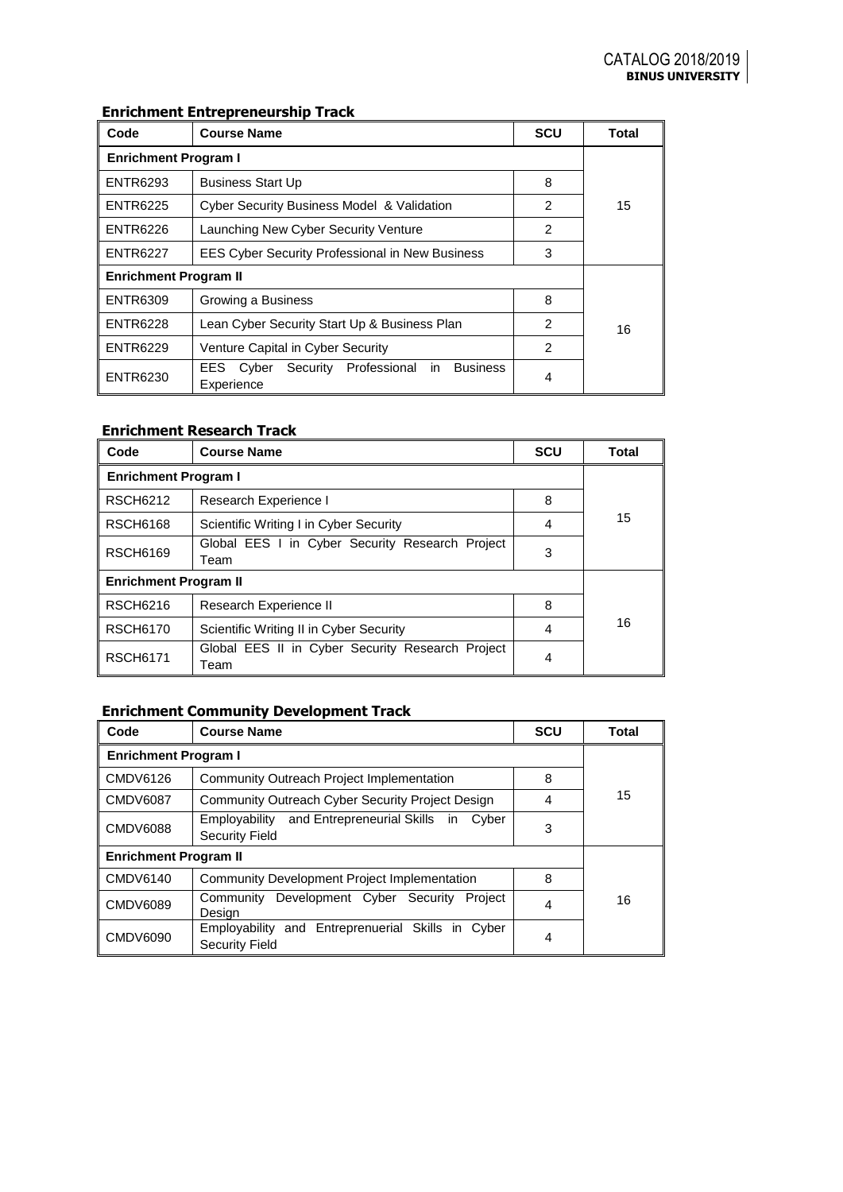### Enrichment Entrepreneurship Track

| Code | Course Name | SCU | Total |
|---|---|---|---|
| **Enrichment Program I** | | | 15 |
| ENTR6293 | Business Start Up | 8 | |
| ENTR6225 | Cyber Security Business Model & Validation | 2 | |
| ENTR6226 | Launching New Cyber Security Venture | 2 | |
| ENTR6227 | EES Cyber Security Professional in New Business | 3 | |
| **Enrichment Program II** | | | 16 |
| ENTR6309 | Growing a Business | 8 | |
| ENTR6228 | Lean Cyber Security Start Up & Business Plan | 2 | |
| ENTR6229 | Venture Capital in Cyber Security | 2 | |
| ENTR6230 | EES Cyber Security Professional in Business Experience | 4 | |

### Enrichment Research Track

| Code | Course Name | SCU | Total |
|---|---|---|---|
| **Enrichment Program I** | | | 15 |
| RSCH6212 | Research Experience I | 8 | |
| RSCH6168 | Scientific Writing I in Cyber Security | 4 | |
| RSCH6169 | Global EES I in Cyber Security Research Project Team | 3 | |
| **Enrichment Program II** | | | 16 |
| RSCH6216 | Research Experience II | 8 | |
| RSCH6170 | Scientific Writing II in Cyber Security | 4 | |
| RSCH6171 | Global EES II in Cyber Security Research Project Team | 4 | |

### Enrichment Community Development Track

| Code | Course Name | SCU | Total |
|---|---|---|---|
| **Enrichment Program I** | | | 15 |
| CMDV6126 | Community Outreach Project Implementation | 8 | |
| CMDV6087 | Community Outreach Cyber Security Project Design | 4 | |
| CMDV6088 | Employability and Entrepreneurial Skills in Cyber Security Field | 3 | |
| **Enrichment Program II** | | | 16 |
| CMDV6140 | Community Development Project Implementation | 8 | |
| CMDV6089 | Community Development Cyber Security Project Design | 4 | |
| CMDV6090 | Employability and Entreprenuerial Skills in Cyber Security Field | 4 | |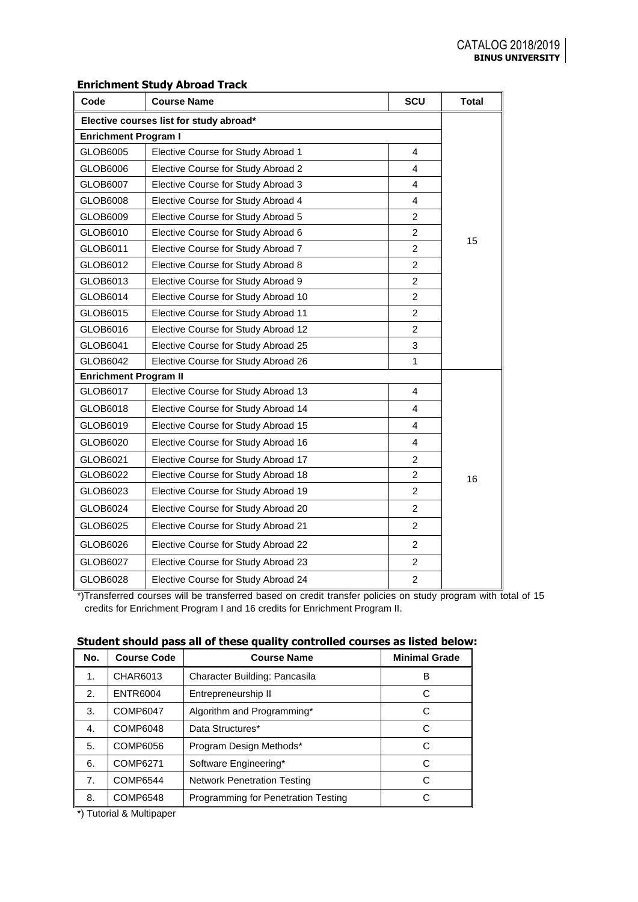## Enrichment Study Abroad Track

| Code | Course Name | SCU | Total |
|---|---|---|---|
| **Elective courses list for study abroad*** | | | |
| **Enrichment Program I** | | | |
| GLOB6005 | Elective Course for Study Abroad 1 | 4 | 15 |
| GLOB6006 | Elective Course for Study Abroad 2 | 4 | |
| GLOB6007 | Elective Course for Study Abroad 3 | 4 | |
| GLOB6008 | Elective Course for Study Abroad 4 | 4 | |
| GLOB6009 | Elective Course for Study Abroad 5 | 2 | |
| GLOB6010 | Elective Course for Study Abroad 6 | 2 | |
| GLOB6011 | Elective Course for Study Abroad 7 | 2 | |
| GLOB6012 | Elective Course for Study Abroad 8 | 2 | |
| GLOB6013 | Elective Course for Study Abroad 9 | 2 | |
| GLOB6014 | Elective Course for Study Abroad 10 | 2 | |
| GLOB6015 | Elective Course for Study Abroad 11 | 2 | |
| GLOB6016 | Elective Course for Study Abroad 12 | 2 | |
| GLOB6041 | Elective Course for Study Abroad 25 | 3 | |
| GLOB6042 | Elective Course for Study Abroad 26 | 1 | |
| **Enrichment Program II** | | | |
| GLOB6017 | Elective Course for Study Abroad 13 | 4 | 16 |
| GLOB6018 | Elective Course for Study Abroad 14 | 4 | |
| GLOB6019 | Elective Course for Study Abroad 15 | 4 | |
| GLOB6020 | Elective Course for Study Abroad 16 | 4 | |
| GLOB6021 | Elective Course for Study Abroad 17 | 2 | |
| GLOB6022 | Elective Course for Study Abroad 18 | 2 | |
| GLOB6023 | Elective Course for Study Abroad 19 | 2 | |
| GLOB6024 | Elective Course for Study Abroad 20 | 2 | |
| GLOB6025 | Elective Course for Study Abroad 21 | 2 | |
| GLOB6026 | Elective Course for Study Abroad 22 | 2 | |
| GLOB6027 | Elective Course for Study Abroad 23 | 2 | |
| GLOB6028 | Elective Course for Study Abroad 24 | 2 | |

*)Transferred courses will be transferred based on credit transfer policies on study program with total of 15 credits for Enrichment Program I and 16 credits for Enrichment Program II.

## Student should pass all of these quality controlled courses as listed below:

| No. | Course Code | Course Name | Minimal Grade |
|---|---|---|---|
| 1. | CHAR6013 | Character Building: Pancasila | B |
| 2. | ENTR6004 | Entrepreneurship II | C |
| 3. | COMP6047 | Algorithm and Programming* | C |
| 4. | COMP6048 | Data Structures* | C |
| 5. | COMP6056 | Program Design Methods* | C |
| 6. | COMP6271 | Software Engineering* | C |
| 7. | COMP6544 | Network Penetration Testing | C |
| 8. | COMP6548 | Programming for Penetration Testing | C |

*) Tutorial & Multipaper